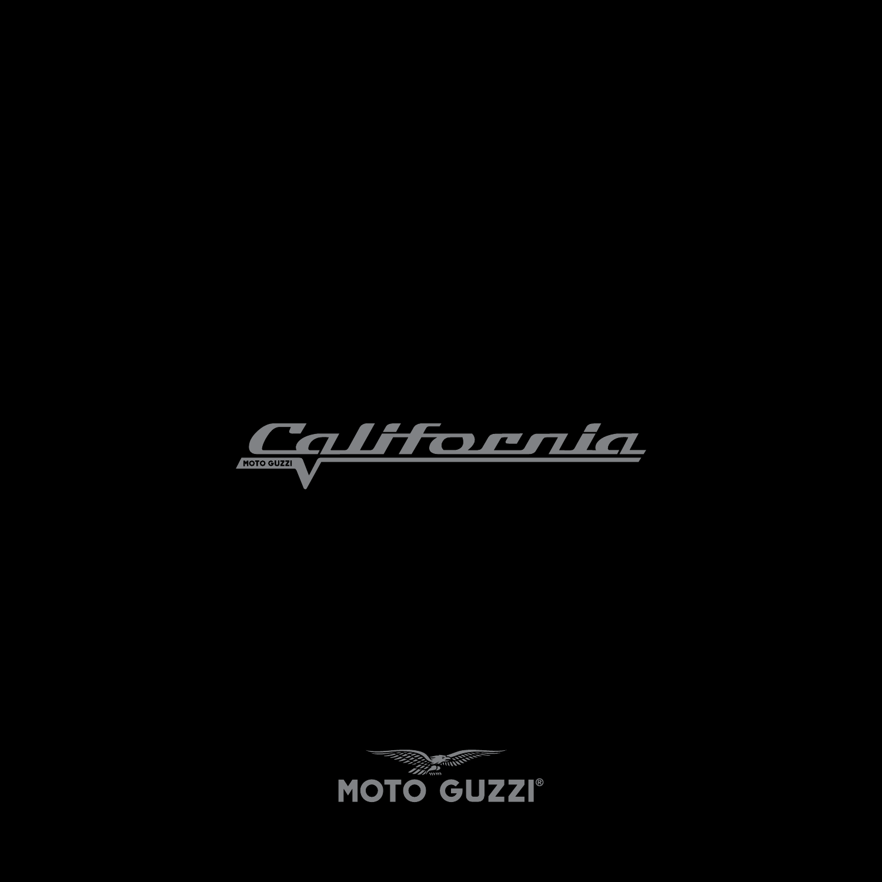# California

MOTO GUZZI

MOTO GUZZI®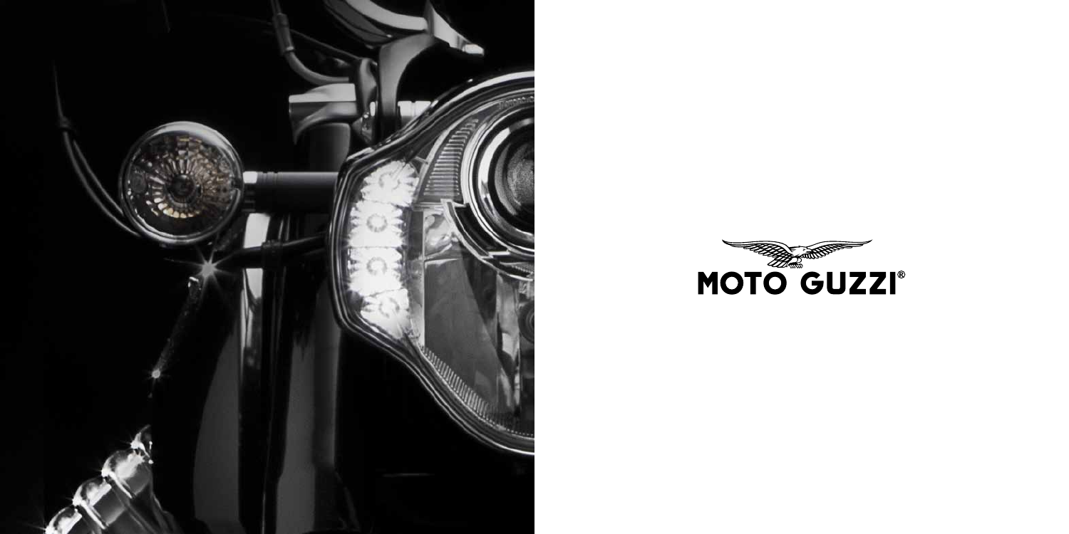MOTO GUZZI®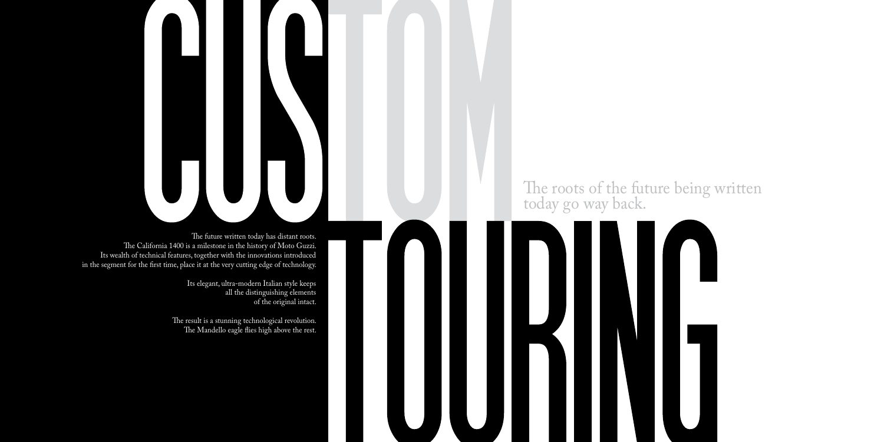# CUSTOM TOURING

The roots of the future being written today go way back.

The future written today has distant roots.
The California 1400 is a milestone in the history of Moto Guzzi.
Its wealth of technical features, together with the innovations introduced in the segment for the first time, place it at the very cutting edge of technology.

Its elegant, ultra-modern Italian style keeps all the distinguishing elements of the original intact.

The result is a stunning technological revolution.
The Mandello eagle flies high above the rest.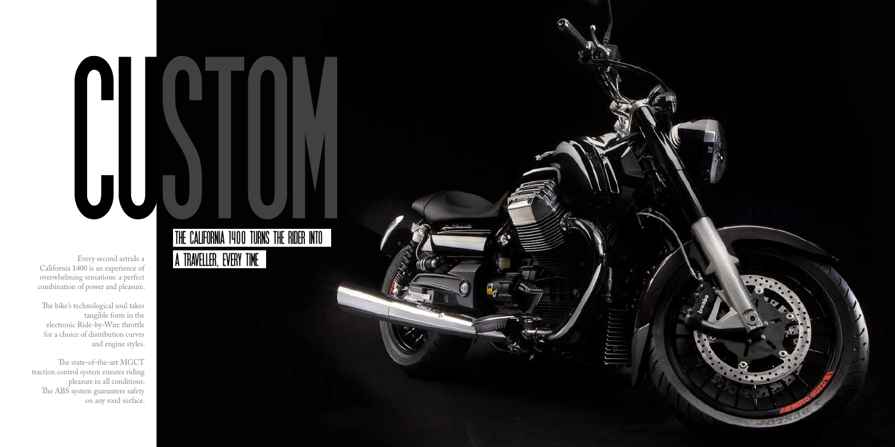# CUSTOM

## THE CALIFORNIA 1400 TURNS THE RIDER INTO A TRAVELLER, EVERY TIME

Every second astride a California 1400 is an experience of overwhelming sensations: a perfect combination of power and pleasure.

The bike's technological soul takes tangible form in the electronic Ride-by-Wire throttle for a choice of distribution curves and engine styles.

The state-of-the-art MGCT traction control system ensures riding pleasure in all conditions. The ABS system guarantees safety on any road surface.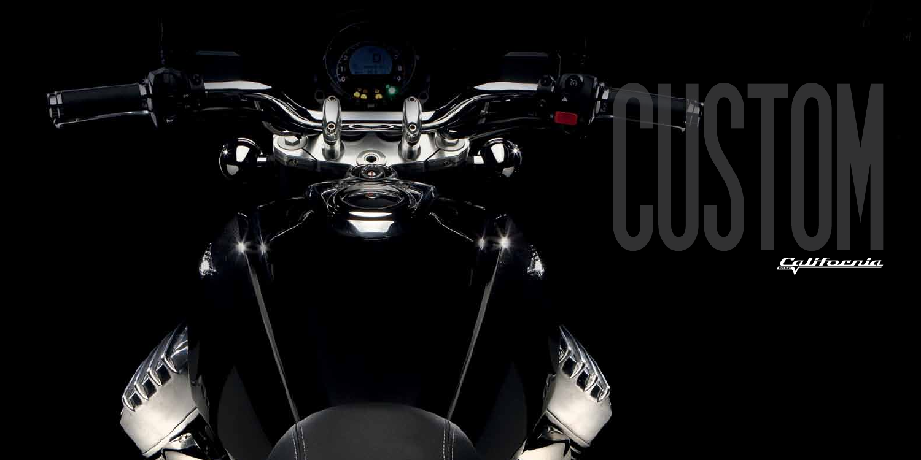# CUSTOM

California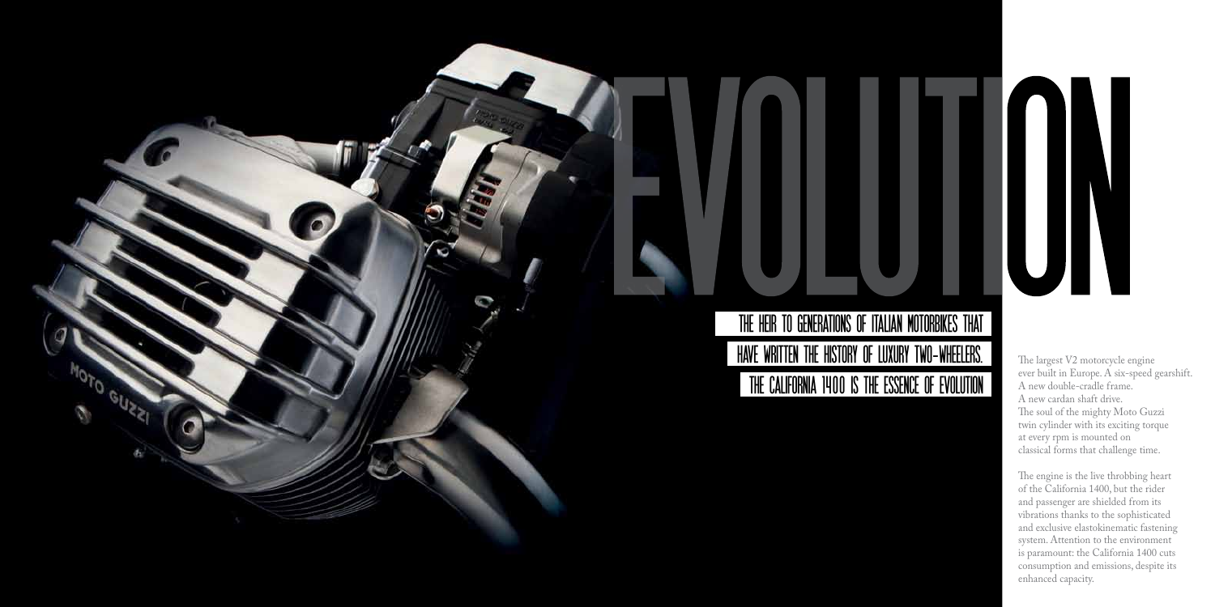# EVOLUTION

## THE HEIR TO GENERATIONS OF ITALIAN MOTORBIKES THAT HAVE WRITTEN THE HISTORY OF LUXURY TWO-WHEELERS. THE CALIFORNIA 1400 IS THE ESSENCE OF EVOLUTION

The largest V2 motorcycle engine ever built in Europe. A six-speed gearshift. A new double-cradle frame. A new cardan shaft drive. The soul of the mighty Moto Guzzi twin cylinder with its exciting torque at every rpm is mounted on classical forms that challenge time.

The engine is the live throbbing heart of the California 1400, but the rider and passenger are shielded from its vibrations thanks to the sophisticated and exclusive elastokinematic fastening system. Attention to the environment is paramount: the California 1400 cuts consumption and emissions, despite its enhanced capacity.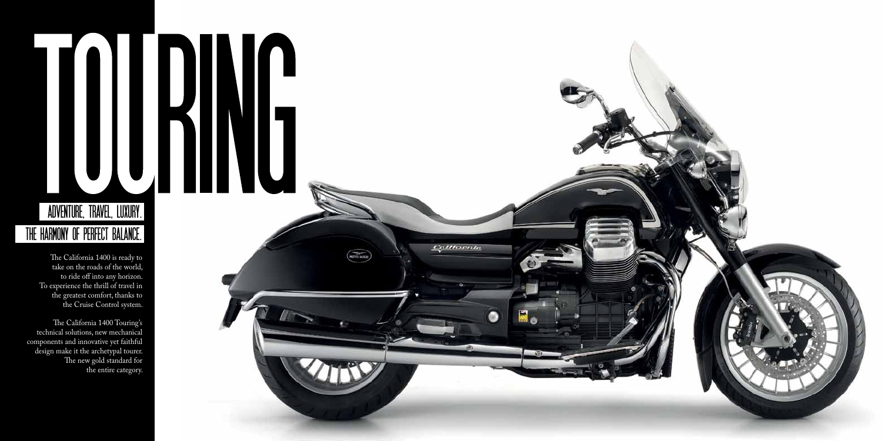# TOURING

## ADVENTURE, TRAVEL, LUXURY.

## THE HARMONY OF PERFECT BALANCE.

The California 1400 is ready to take on the roads of the world, to ride off into any horizon. To experience the thrill of travel in the greatest comfort, thanks to the Cruise Control system.

The California 1400 Touring's technical solutions, new mechanical components and innovative yet faithful design make it the archetypal tourer. The new gold standard for the entire category.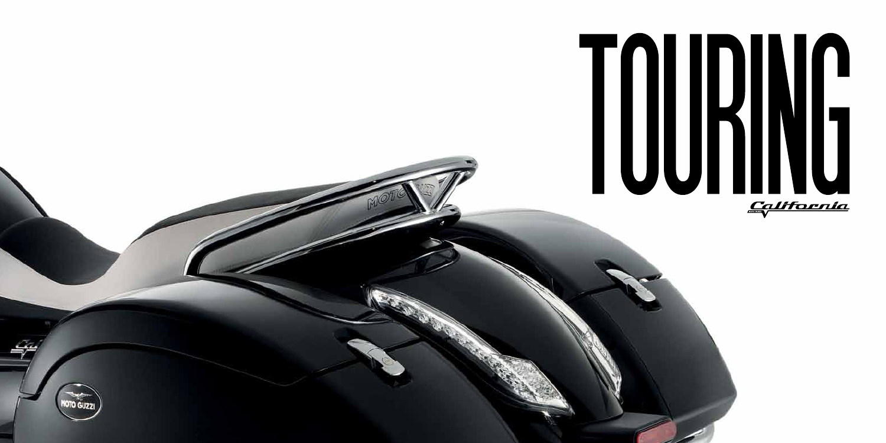# TOURING

California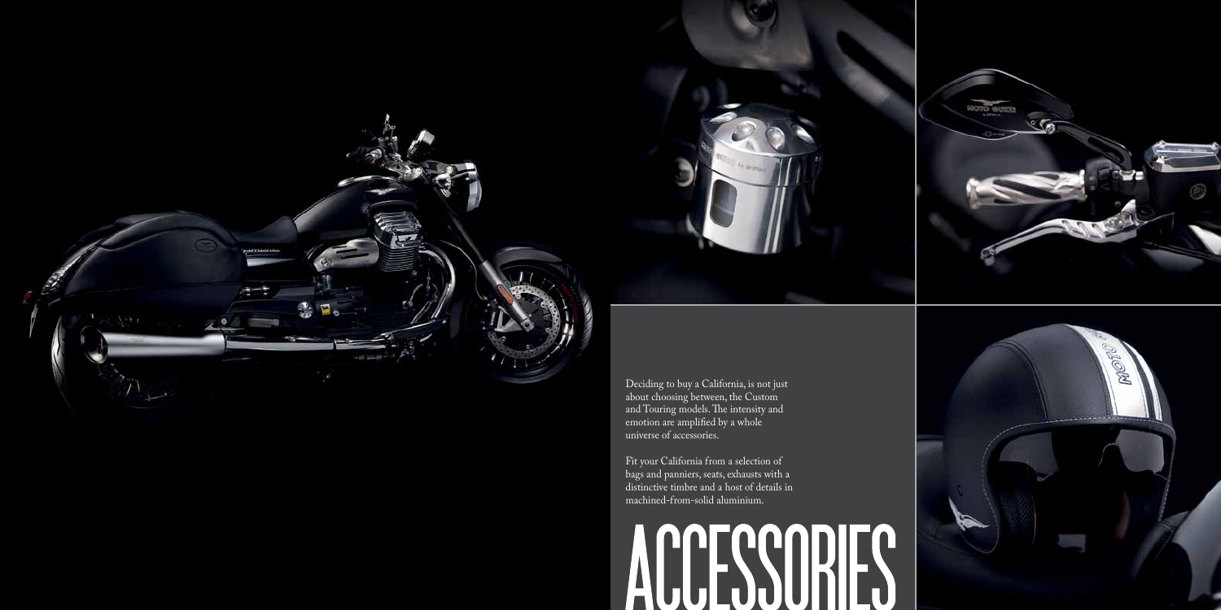# ACCESSORIES

Deciding to buy a California, is not just about choosing between, the Custom and Touring models. The intensity and emotion are amplified by a whole universe of accessories.

Fit your California from a selection of bags and panniers, seats, exhausts with a distinctive timbre and a host of details in machined-from-solid aluminium.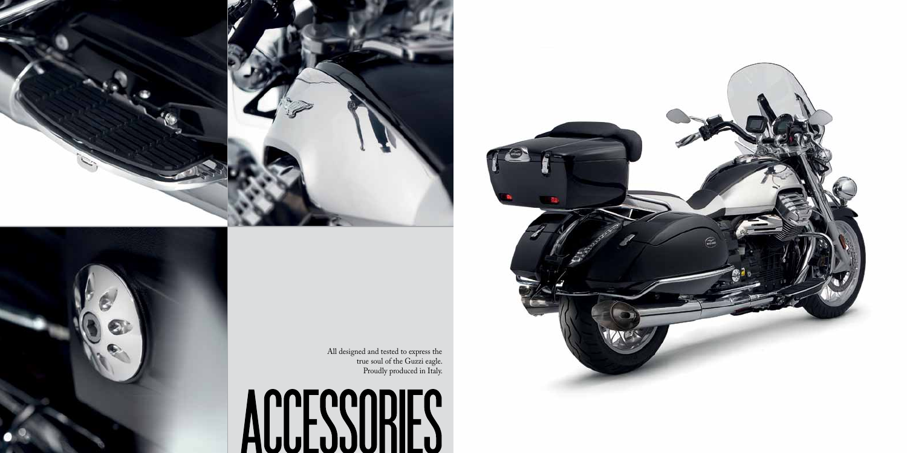All designed and tested to express the true soul of the Guzzi eagle.
Proudly produced in Italy.

# ACCESSORIES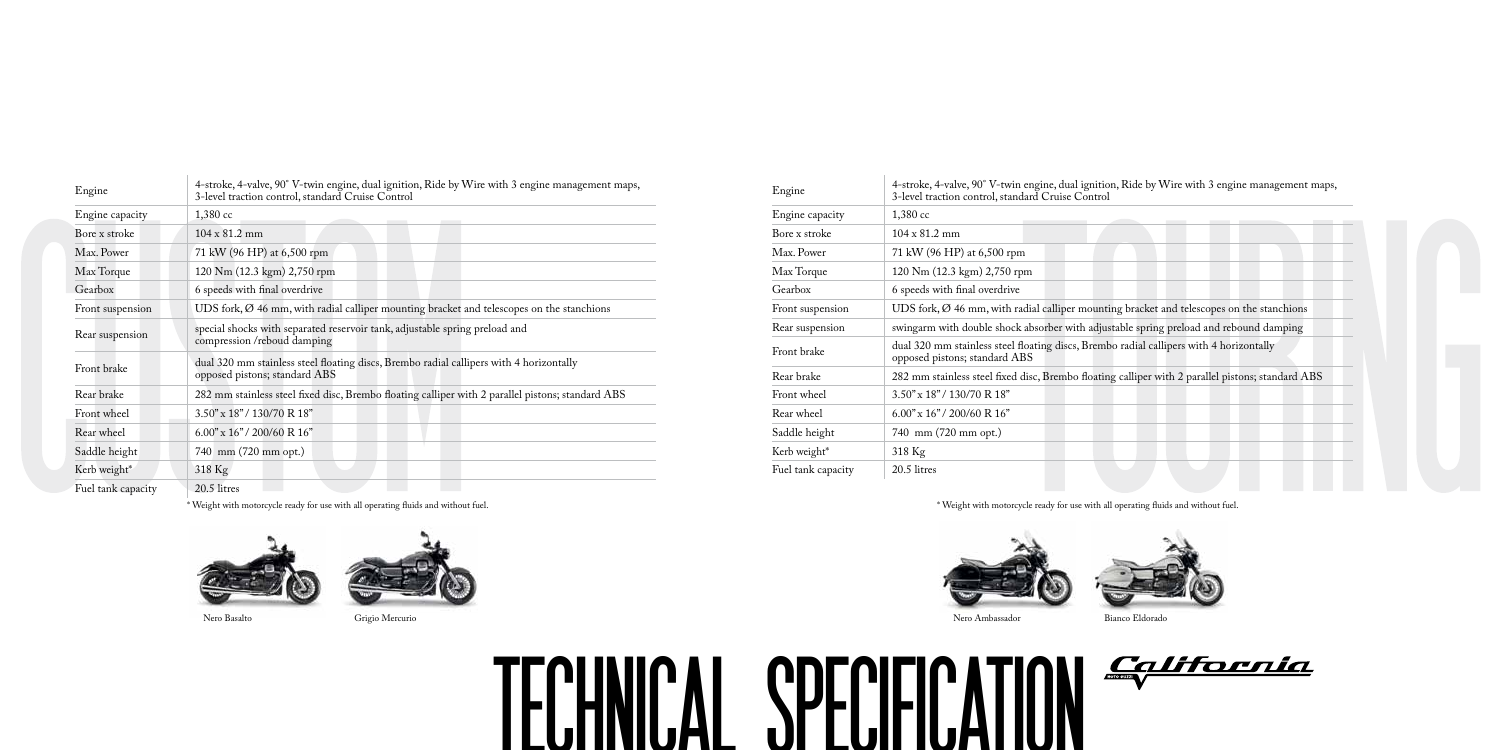# CUSTOM

| Engine | 4-stroke, 4-valve, 90° V-twin engine, dual ignition, Ride by Wire with 3 engine management maps, 3-level traction control, standard Cruise Control |
|---|---|
| Engine capacity | 1,380 cc |
| Bore x stroke | 104 x 81.2 mm |
| Max. Power | 71 kW (96 HP) at 6,500 rpm |
| Max Torque | 120 Nm (12.3 kgm) 2,750 rpm |
| Gearbox | 6 speeds with final overdrive |
| Front suspension | UDS fork, Ø 46 mm, with radial calliper mounting bracket and telescopes on the stanchions |
| Rear suspension | special shocks with separated reservoir tank, adjustable spring preload and compression /reboud damping |
| Front brake | dual 320 mm stainless steel floating discs, Brembo radial callipers with 4 horizontally opposed pistons; standard ABS |
| Rear brake | 282 mm stainless steel fixed disc, Brembo floating calliper with 2 parallel pistons; standard ABS |
| Front wheel | 3.50" x 18" / 130/70 R 18" |
| Rear wheel | 6.00" x 16" / 200/60 R 16" |
| Saddle height | 740 mm (720 mm opt.) |
| Kerb weight* | 318 Kg |
| Fuel tank capacity | 20.5 litres |

* Weight with motorcycle ready for use with all operating fluids and without fuel.

Nero Basalto

Grigio Mercurio

# TOURING

| Engine | 4-stroke, 4-valve, 90° V-twin engine, dual ignition, Ride by Wire with 3 engine management maps, 3-level traction control, standard Cruise Control |
|---|---|
| Engine capacity | 1,380 cc |
| Bore x stroke | 104 x 81.2 mm |
| Max. Power | 71 kW (96 HP) at 6,500 rpm |
| Max Torque | 120 Nm (12.3 kgm) 2,750 rpm |
| Gearbox | 6 speeds with final overdrive |
| Front suspension | UDS fork, Ø 46 mm, with radial calliper mounting bracket and telescopes on the stanchions |
| Rear suspension | swingarm with double shock absorber with adjustable spring preload and rebound damping |
| Front brake | dual 320 mm stainless steel floating discs, Brembo radial callipers with 4 horizontally opposed pistons; standard ABS |
| Rear brake | 282 mm stainless steel fixed disc, Brembo floating calliper with 2 parallel pistons; standard ABS |
| Front wheel | 3.50" x 18" / 130/70 R 18" |
| Rear wheel | 6.00" x 16" / 200/60 R 16" |
| Saddle height | 740 mm (720 mm opt.) |
| Kerb weight* | 318 Kg |
| Fuel tank capacity | 20.5 litres |

* Weight with motorcycle ready for use with all operating fluids and without fuel.

Nero Ambassador

Bianco Eldorado

# TECHNICAL SPECIFICATION California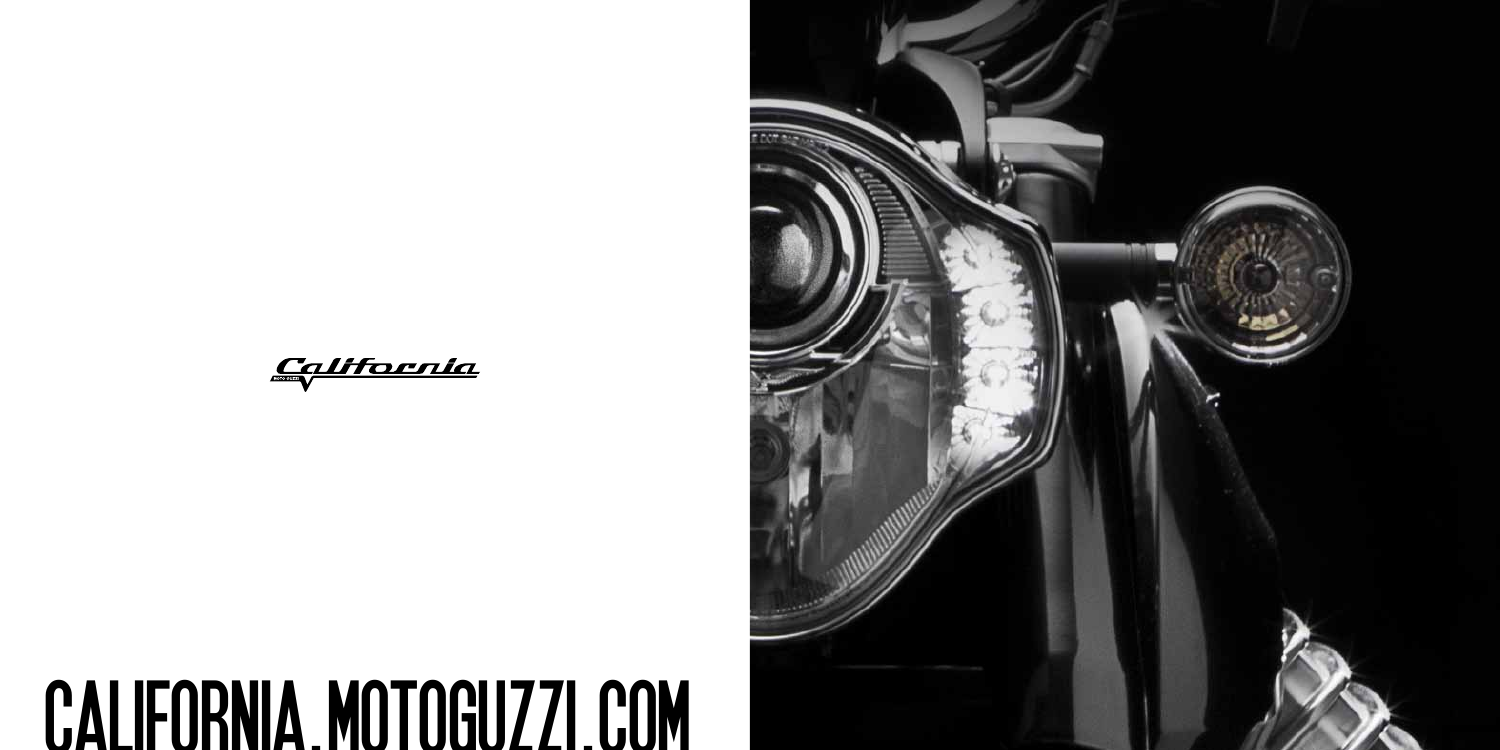California

CALIFORNIA.MOTOGUZZI.COM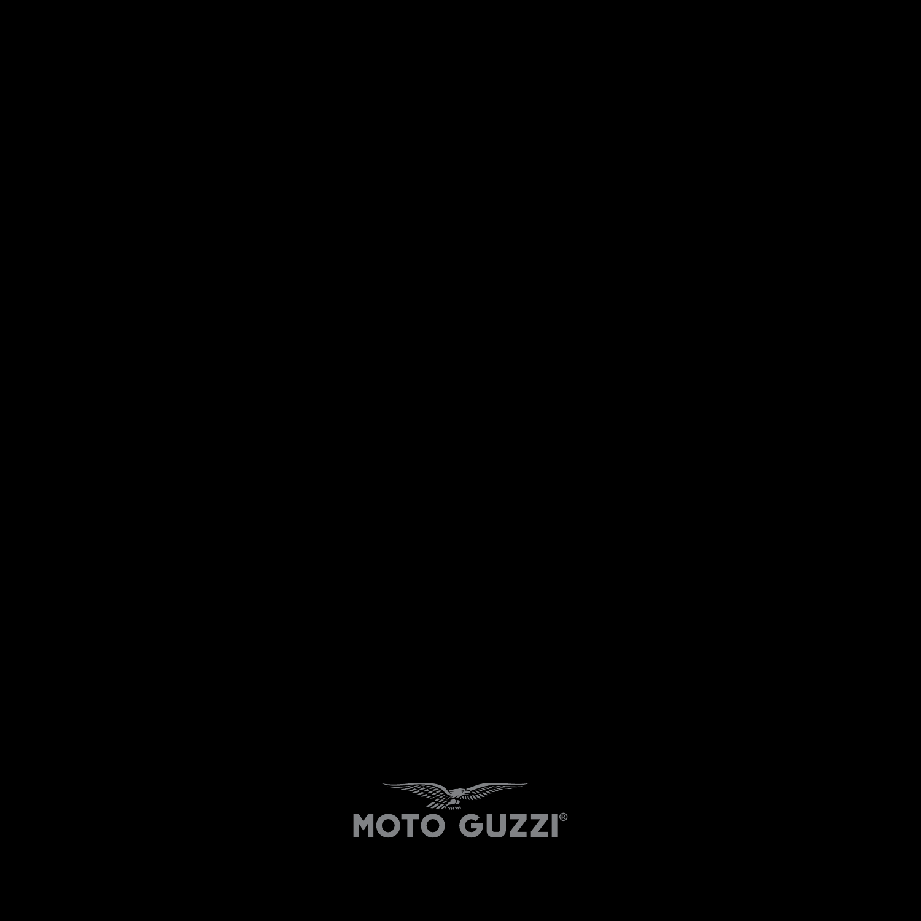MOTO GUZZI®